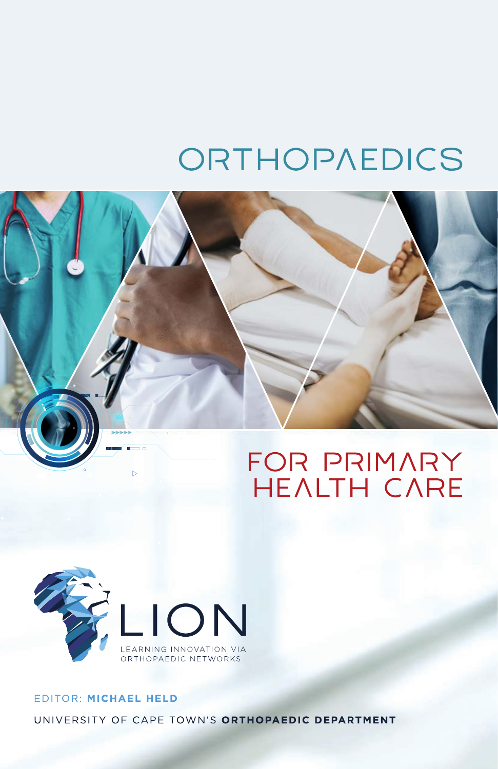# ORTHOPAEDICS

## FOR PRIMARY HEALTH CARE

LION

LEARNING INNOVATION VIA ORTHOPAEDIC NETWORKS

EDITOR: **MICHAEL HELD**

UNIVERSITY OF CAPE TOWN'S **ORTHOPAEDIC DEPARTMENT**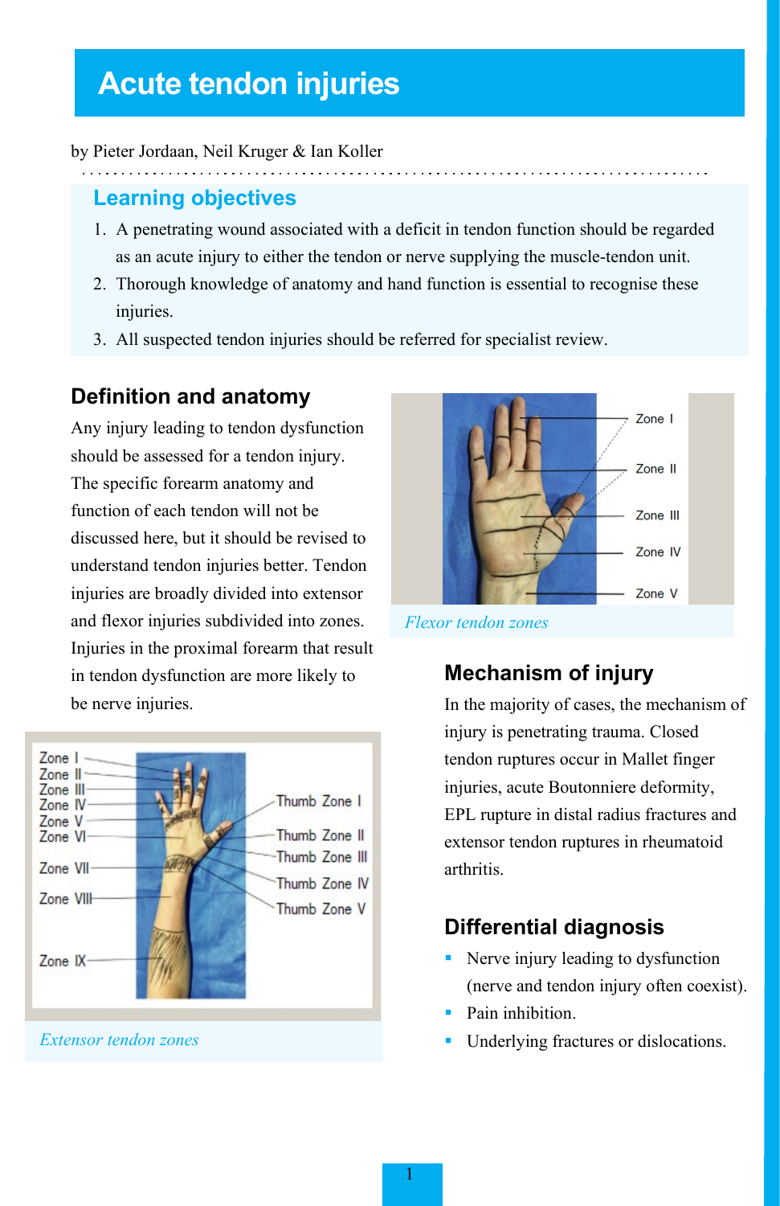# Acute tendon injuries

by Pieter Jordaan, Neil Kruger & Ian Koller

## Learning objectives

1. A penetrating wound associated with a deficit in tendon function should be regarded as an acute injury to either the tendon or nerve supplying the muscle-tendon unit.
2. Thorough knowledge of anatomy and hand function is essential to recognise these injuries.
3. All suspected tendon injuries should be referred for specialist review.

## Definition and anatomy

Any injury leading to tendon dysfunction should be assessed for a tendon injury. The specific forearm anatomy and function of each tendon will not be discussed here, but it should be revised to understand tendon injuries better. Tendon injuries are broadly divided into extensor and flexor injuries subdivided into zones. Injuries in the proximal forearm that result in tendon dysfunction are more likely to be nerve injuries.

*Extensor tendon zones*

*Flexor tendon zones*

## Mechanism of injury

In the majority of cases, the mechanism of injury is penetrating trauma. Closed tendon ruptures occur in Mallet finger injuries, acute Boutonniere deformity, EPL rupture in distal radius fractures and extensor tendon ruptures in rheumatoid arthritis.

## Differential diagnosis

- Nerve injury leading to dysfunction (nerve and tendon injury often coexist).
- Pain inhibition.
- Underlying fractures or dislocations.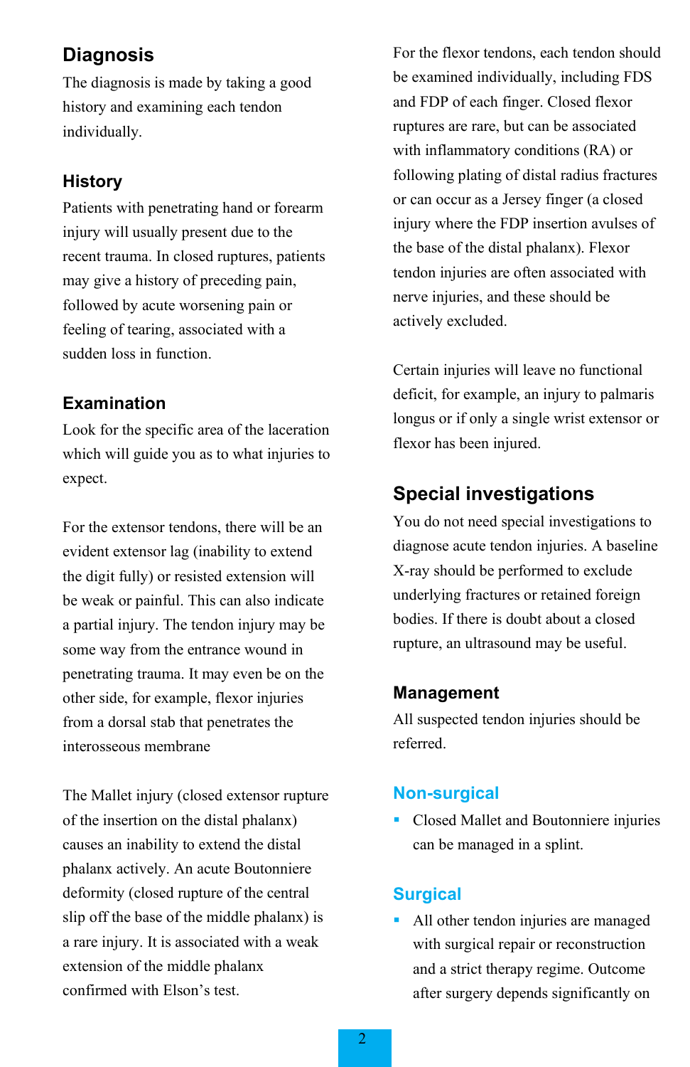## Diagnosis

The diagnosis is made by taking a good history and examining each tendon individually.

### History

Patients with penetrating hand or forearm injury will usually present due to the recent trauma. In closed ruptures, patients may give a history of preceding pain, followed by acute worsening pain or feeling of tearing, associated with a sudden loss in function.

### Examination

Look for the specific area of the laceration which will guide you as to what injuries to expect.

For the extensor tendons, there will be an evident extensor lag (inability to extend the digit fully) or resisted extension will be weak or painful. This can also indicate a partial injury. The tendon injury may be some way from the entrance wound in penetrating trauma. It may even be on the other side, for example, flexor injuries from a dorsal stab that penetrates the interosseous membrane

The Mallet injury (closed extensor rupture of the insertion on the distal phalanx) causes an inability to extend the distal phalanx actively. An acute Boutonniere deformity (closed rupture of the central slip off the base of the middle phalanx) is a rare injury. It is associated with a weak extension of the middle phalanx confirmed with Elson's test.

For the flexor tendons, each tendon should be examined individually, including FDS and FDP of each finger. Closed flexor ruptures are rare, but can be associated with inflammatory conditions (RA) or following plating of distal radius fractures or can occur as a Jersey finger (a closed injury where the FDP insertion avulses of the base of the distal phalanx). Flexor tendon injuries are often associated with nerve injuries, and these should be actively excluded.

Certain injuries will leave no functional deficit, for example, an injury to palmaris longus or if only a single wrist extensor or flexor has been injured.

## Special investigations

You do not need special investigations to diagnose acute tendon injuries. A baseline X-ray should be performed to exclude underlying fractures or retained foreign bodies. If there is doubt about a closed rupture, an ultrasound may be useful.

### Management

All suspected tendon injuries should be referred.

### Non-surgical

- Closed Mallet and Boutonniere injuries can be managed in a splint.

### Surgical

- All other tendon injuries are managed with surgical repair or reconstruction and a strict therapy regime. Outcome after surgery depends significantly on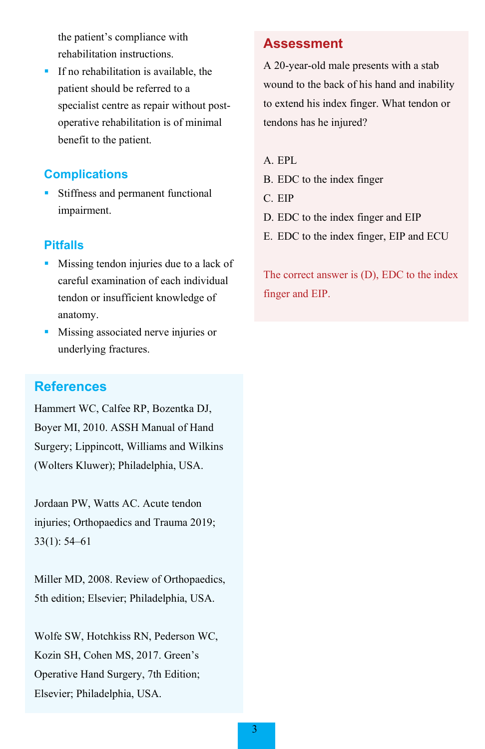the patient's compliance with rehabilitation instructions.

- If no rehabilitation is available, the patient should be referred to a specialist centre as repair without post-operative rehabilitation is of minimal benefit to the patient.

## Complications

- Stiffness and permanent functional impairment.

## Pitfalls

- Missing tendon injuries due to a lack of careful examination of each individual tendon or insufficient knowledge of anatomy.
- Missing associated nerve injuries or underlying fractures.

## References

Hammert WC, Calfee RP, Bozentka DJ, Boyer MI, 2010. ASSH Manual of Hand Surgery; Lippincott, Williams and Wilkins (Wolters Kluwer); Philadelphia, USA.

Jordaan PW, Watts AC. Acute tendon injuries; Orthopaedics and Trauma 2019; 33(1): 54–61

Miller MD, 2008. Review of Orthopaedics, 5th edition; Elsevier; Philadelphia, USA.

Wolfe SW, Hotchkiss RN, Pederson WC, Kozin SH, Cohen MS, 2017. Green's Operative Hand Surgery, 7th Edition; Elsevier; Philadelphia, USA.

## Assessment

A 20-year-old male presents with a stab wound to the back of his hand and inability to extend his index finger. What tendon or tendons has he injured?

A. EPL
B. EDC to the index finger
C. EIP
D. EDC to the index finger and EIP
E. EDC to the index finger, EIP and ECU

The correct answer is (D), EDC to the index finger and EIP.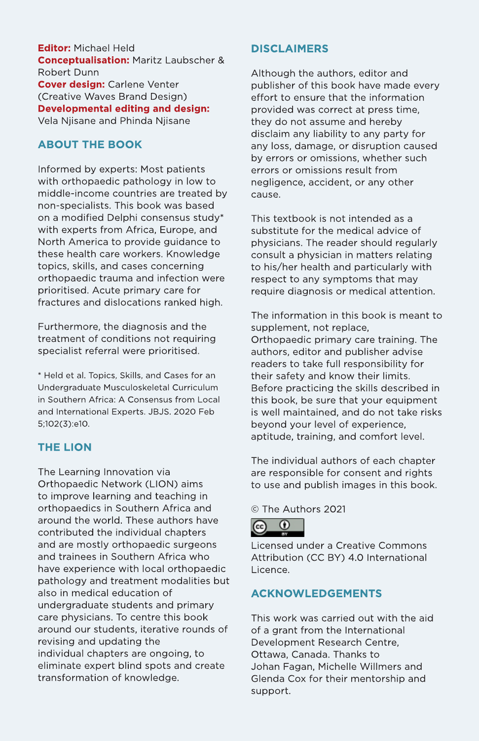**Editor:** Michael Held
**Conceptualisation:** Maritz Laubscher & Robert Dunn
**Cover design:** Carlene Venter (Creative Waves Brand Design)
**Developmental editing and design:** Vela Njisane and Phinda Njisane

## ABOUT THE BOOK

Informed by experts: Most patients with orthopaedic pathology in low to middle-income countries are treated by non-specialists. This book was based on a modified Delphi consensus study* with experts from Africa, Europe, and North America to provide guidance to these health care workers. Knowledge topics, skills, and cases concerning orthopaedic trauma and infection were prioritised. Acute primary care for fractures and dislocations ranked high.

Furthermore, the diagnosis and the treatment of conditions not requiring specialist referral were prioritised.

* Held et al. Topics, Skills, and Cases for an Undergraduate Musculoskeletal Curriculum in Southern Africa: A Consensus from Local and International Experts. JBJS. 2020 Feb 5;102(3):e10.

## THE LION

The Learning Innovation via Orthopaedic Network (LION) aims to improve learning and teaching in orthopaedics in Southern Africa and around the world. These authors have contributed the individual chapters and are mostly orthopaedic surgeons and trainees in Southern Africa who have experience with local orthopaedic pathology and treatment modalities but also in medical education of undergraduate students and primary care physicians. To centre this book around our students, iterative rounds of revising and updating the individual chapters are ongoing, to eliminate expert blind spots and create transformation of knowledge.

## DISCLAIMERS

Although the authors, editor and publisher of this book have made every effort to ensure that the information provided was correct at press time, they do not assume and hereby disclaim any liability to any party for any loss, damage, or disruption caused by errors or omissions, whether such errors or omissions result from negligence, accident, or any other cause.

This textbook is not intended as a substitute for the medical advice of physicians. The reader should regularly consult a physician in matters relating to his/her health and particularly with respect to any symptoms that may require diagnosis or medical attention.

The information in this book is meant to supplement, not replace, Orthopaedic primary care training. The authors, editor and publisher advise readers to take full responsibility for their safety and know their limits. Before practicing the skills described in this book, be sure that your equipment is well maintained, and do not take risks beyond your level of experience, aptitude, training, and comfort level.

The individual authors of each chapter are responsible for consent and rights to use and publish images in this book.

© The Authors 2021

Licensed under a Creative Commons Attribution (CC BY) 4.0 International Licence.

## ACKNOWLEDGEMENTS

This work was carried out with the aid of a grant from the International Development Research Centre, Ottawa, Canada. Thanks to Johan Fagan, Michelle Willmers and Glenda Cox for their mentorship and support.